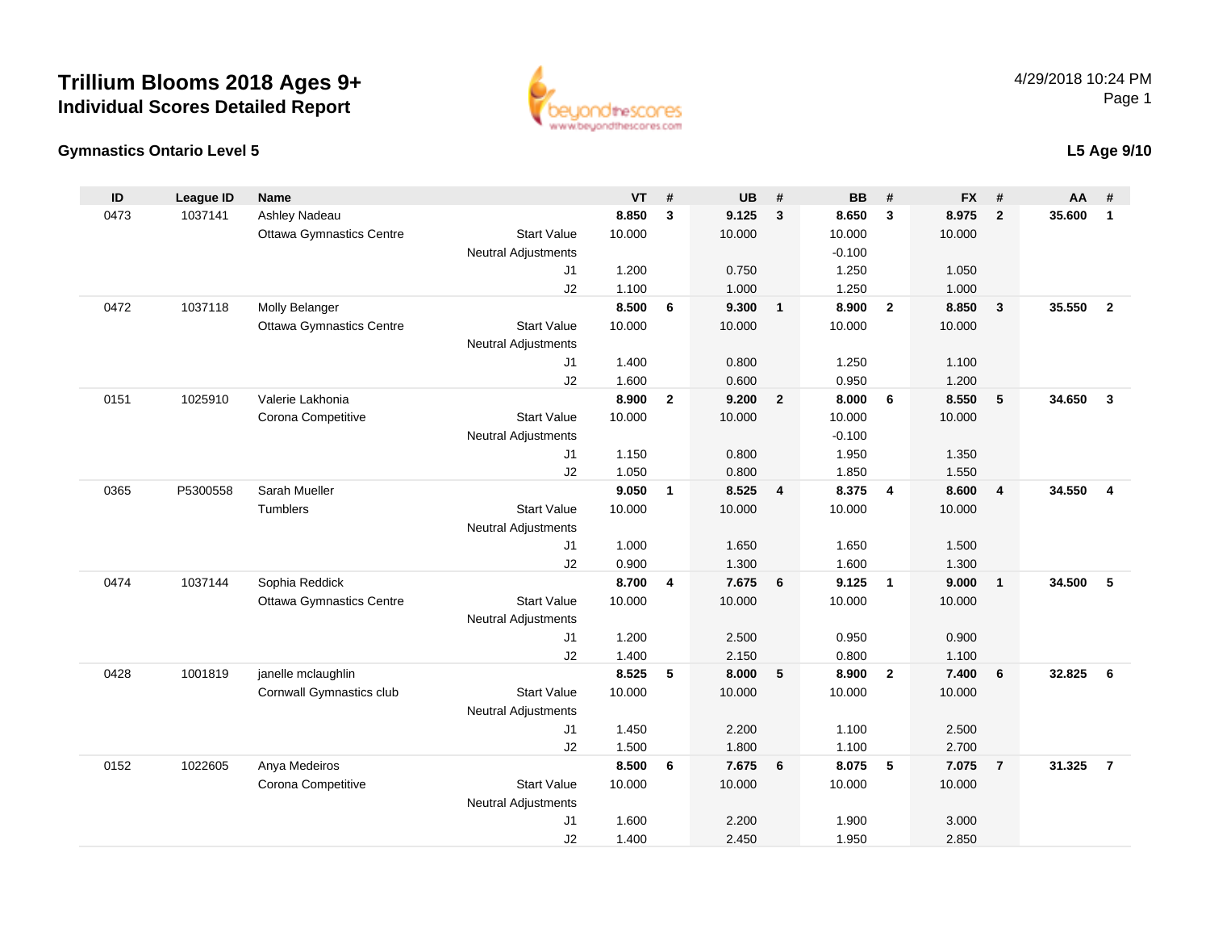# Trillium Blooms 2018 Ages 9+

## Individual Scores Detailed Report

4/29/2018 10:24 PM

### Gymnastics Ontario Level 5

**L5 Age 9/10**

| ID | League ID | Name | | VT | # | UB | # | BB | # | FX | # | AA | # |
|---|---|---|---|---|---|---|---|---|---|---|---|---|---|
| 0473 | 1037141 | Ashley Nadeau | | **8.850** | **3** | **9.125** | **3** | **8.650** | **3** | **8.975** | **2** | **35.600** | **1** |
| | | Ottawa Gymnastics Centre | Start Value | 10.000 | | 10.000 | | 10.000 | | 10.000 | | | |
| | | | Neutral Adjustments | | | | | -0.100 | | | | | |
| | | | J1 | 1.200 | | 0.750 | | 1.250 | | 1.050 | | | |
| | | | J2 | 1.100 | | 1.000 | | 1.250 | | 1.000 | | | |
| 0472 | 1037118 | Molly Belanger | | **8.500** | **6** | **9.300** | **1** | **8.900** | **2** | **8.850** | **3** | **35.550** | **2** |
| | | Ottawa Gymnastics Centre | Start Value | 10.000 | | 10.000 | | 10.000 | | 10.000 | | | |
| | | | Neutral Adjustments | | | | | | | | | | |
| | | | J1 | 1.400 | | 0.800 | | 1.250 | | 1.100 | | | |
| | | | J2 | 1.600 | | 0.600 | | 0.950 | | 1.200 | | | |
| 0151 | 1025910 | Valerie Lakhonia | | **8.900** | **2** | **9.200** | **2** | **8.000** | **6** | **8.550** | **5** | **34.650** | **3** |
| | | Corona Competitive | Start Value | 10.000 | | 10.000 | | 10.000 | | 10.000 | | | |
| | | | Neutral Adjustments | | | | | -0.100 | | | | | |
| | | | J1 | 1.150 | | 0.800 | | 1.950 | | 1.350 | | | |
| | | | J2 | 1.050 | | 0.800 | | 1.850 | | 1.550 | | | |
| 0365 | P5300558 | Sarah Mueller | | **9.050** | **1** | **8.525** | **4** | **8.375** | **4** | **8.600** | **4** | **34.550** | **4** |
| | | Tumblers | Start Value | 10.000 | | 10.000 | | 10.000 | | 10.000 | | | |
| | | | Neutral Adjustments | | | | | | | | | | |
| | | | J1 | 1.000 | | 1.650 | | 1.650 | | 1.500 | | | |
| | | | J2 | 0.900 | | 1.300 | | 1.600 | | 1.300 | | | |
| 0474 | 1037144 | Sophia Reddick | | **8.700** | **4** | **7.675** | **6** | **9.125** | **1** | **9.000** | **1** | **34.500** | **5** |
| | | Ottawa Gymnastics Centre | Start Value | 10.000 | | 10.000 | | 10.000 | | 10.000 | | | |
| | | | Neutral Adjustments | | | | | | | | | | |
| | | | J1 | 1.200 | | 2.500 | | 0.950 | | 0.900 | | | |
| | | | J2 | 1.400 | | 2.150 | | 0.800 | | 1.100 | | | |
| 0428 | 1001819 | janelle mclaughlin | | **8.525** | **5** | **8.000** | **5** | **8.900** | **2** | **7.400** | **6** | **32.825** | **6** |
| | | Cornwall Gymnastics club | Start Value | 10.000 | | 10.000 | | 10.000 | | 10.000 | | | |
| | | | Neutral Adjustments | | | | | | | | | | |
| | | | J1 | 1.450 | | 2.200 | | 1.100 | | 2.500 | | | |
| | | | J2 | 1.500 | | 1.800 | | 1.100 | | 2.700 | | | |
| 0152 | 1022605 | Anya Medeiros | | **8.500** | **6** | **7.675** | **6** | **8.075** | **5** | **7.075** | **7** | **31.325** | **7** |
| | | Corona Competitive | Start Value | 10.000 | | 10.000 | | 10.000 | | 10.000 | | | |
| | | | Neutral Adjustments | | | | | | | | | | |
| | | | J1 | 1.600 | | 2.200 | | 1.900 | | 3.000 | | | |
| | | | J2 | 1.400 | | 2.450 | | 1.950 | | 2.850 | | | |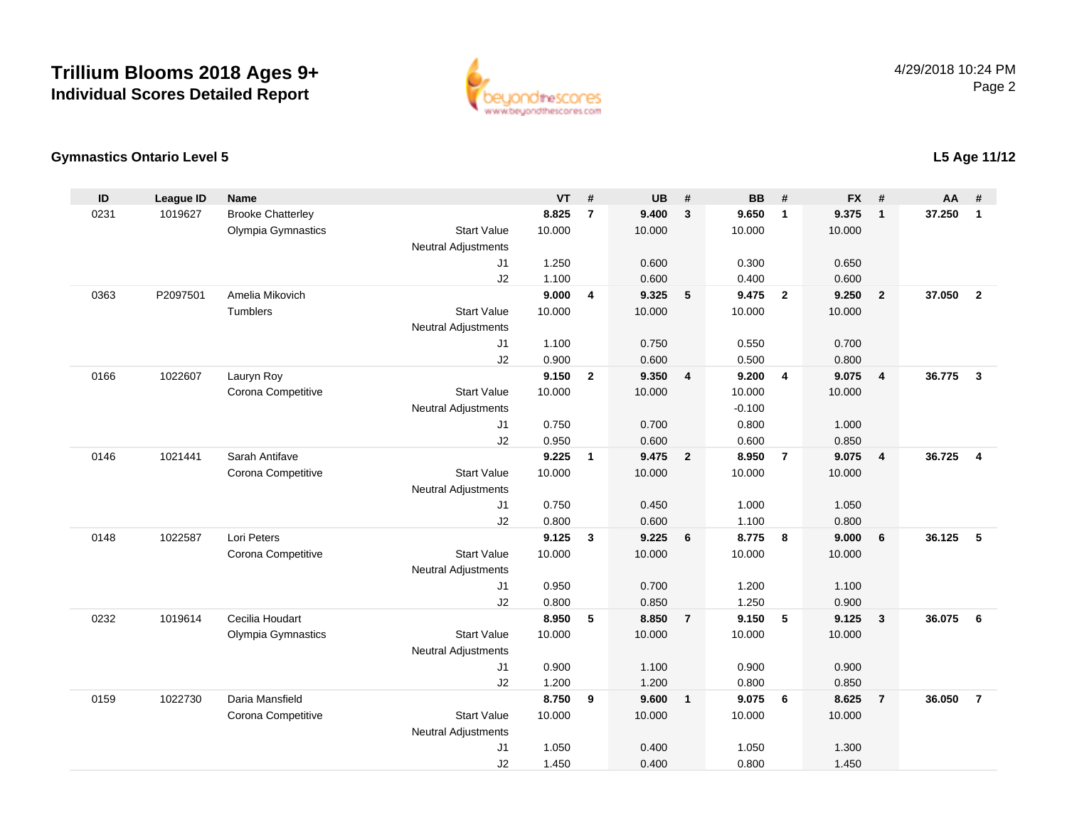# Trillium Blooms 2018 Ages 9+
## Individual Scores Detailed Report

4/29/2018 10:24 PM

### Gymnastics Ontario Level 5

**L5 Age 11/12**

| ID | League ID | Name | | VT | # | UB | # | BB | # | FX | # | AA | # |
|---|---|---|---|---|---|---|---|---|---|---|---|---|---|
| 0231 | 1019627 | Brooke Chatterley | | **8.825** | **7** | **9.400** | **3** | **9.650** | **1** | **9.375** | **1** | **37.250** | **1** |
| | | Olympia Gymnastics | Start Value | 10.000 | | 10.000 | | 10.000 | | 10.000 | | | |
| | | | Neutral Adjustments | | | | | | | | | | |
| | | | J1 | 1.250 | | 0.600 | | 0.300 | | 0.650 | | | |
| | | | J2 | 1.100 | | 0.600 | | 0.400 | | 0.600 | | | |
| 0363 | P2097501 | Amelia Mikovich | | **9.000** | **4** | **9.325** | **5** | **9.475** | **2** | **9.250** | **2** | **37.050** | **2** |
| | | Tumblers | Start Value | 10.000 | | 10.000 | | 10.000 | | 10.000 | | | |
| | | | Neutral Adjustments | | | | | | | | | | |
| | | | J1 | 1.100 | | 0.750 | | 0.550 | | 0.700 | | | |
| | | | J2 | 0.900 | | 0.600 | | 0.500 | | 0.800 | | | |
| 0166 | 1022607 | Lauryn Roy | | **9.150** | **2** | **9.350** | **4** | **9.200** | **4** | **9.075** | **4** | **36.775** | **3** |
| | | Corona Competitive | Start Value | 10.000 | | 10.000 | | 10.000 | | 10.000 | | | |
| | | | Neutral Adjustments | | | | | -0.100 | | | | | |
| | | | J1 | 0.750 | | 0.700 | | 0.800 | | 1.000 | | | |
| | | | J2 | 0.950 | | 0.600 | | 0.600 | | 0.850 | | | |
| 0146 | 1021441 | Sarah Antifave | | **9.225** | **1** | **9.475** | **2** | **8.950** | **7** | **9.075** | **4** | **36.725** | **4** |
| | | Corona Competitive | Start Value | 10.000 | | 10.000 | | 10.000 | | 10.000 | | | |
| | | | Neutral Adjustments | | | | | | | | | | |
| | | | J1 | 0.750 | | 0.450 | | 1.000 | | 1.050 | | | |
| | | | J2 | 0.800 | | 0.600 | | 1.100 | | 0.800 | | | |
| 0148 | 1022587 | Lori Peters | | **9.125** | **3** | **9.225** | **6** | **8.775** | **8** | **9.000** | **6** | **36.125** | **5** |
| | | Corona Competitive | Start Value | 10.000 | | 10.000 | | 10.000 | | 10.000 | | | |
| | | | Neutral Adjustments | | | | | | | | | | |
| | | | J1 | 0.950 | | 0.700 | | 1.200 | | 1.100 | | | |
| | | | J2 | 0.800 | | 0.850 | | 1.250 | | 0.900 | | | |
| 0232 | 1019614 | Cecilia Houdart | | **8.950** | **5** | **8.850** | **7** | **9.150** | **5** | **9.125** | **3** | **36.075** | **6** |
| | | Olympia Gymnastics | Start Value | 10.000 | | 10.000 | | 10.000 | | 10.000 | | | |
| | | | Neutral Adjustments | | | | | | | | | | |
| | | | J1 | 0.900 | | 1.100 | | 0.900 | | 0.900 | | | |
| | | | J2 | 1.200 | | 1.200 | | 0.800 | | 0.850 | | | |
| 0159 | 1022730 | Daria Mansfield | | **8.750** | **9** | **9.600** | **1** | **9.075** | **6** | **8.625** | **7** | **36.050** | **7** |
| | | Corona Competitive | Start Value | 10.000 | | 10.000 | | 10.000 | | 10.000 | | | |
| | | | Neutral Adjustments | | | | | | | | | | |
| | | | J1 | 1.050 | | 0.400 | | 1.050 | | 1.300 | | | |
| | | | J2 | 1.450 | | 0.400 | | 0.800 | | 1.450 | | | |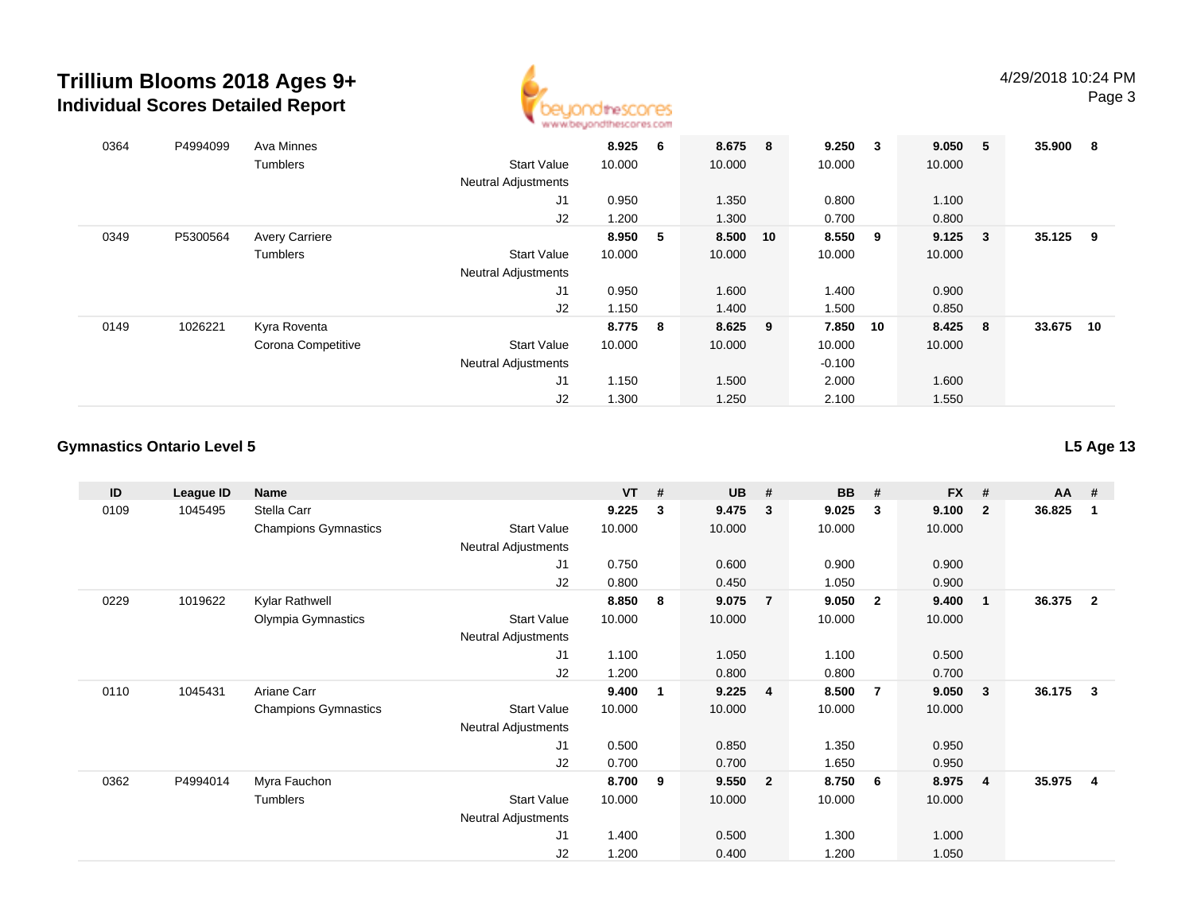# Trillium Blooms 2018 Ages 9+
## Individual Scores Detailed Report

4/29/2018 10:24 PM

| ID | League ID | Name | | VT | # | UB | # | BB | # | FX | # | AA | # |
|---|---|---|---|---|---|---|---|---|---|---|---|---|---|
| 0364 | P4994099 | Ava Minnes | | 8.925 | 6 | 8.675 | 8 | 9.250 | 3 | 9.050 | 5 | 35.900 | 8 |
| | | Tumblers | Start Value | 10.000 | | 10.000 | | 10.000 | | 10.000 | | | |
| | | | Neutral Adjustments | | | | | | | | | | |
| | | | J1 | 0.950 | | 1.350 | | 0.800 | | 1.100 | | | |
| | | | J2 | 1.200 | | 1.300 | | 0.700 | | 0.800 | | | |
| 0349 | P5300564 | Avery Carriere | | 8.950 | 5 | 8.500 | 10 | 8.550 | 9 | 9.125 | 3 | 35.125 | 9 |
| | | Tumblers | Start Value | 10.000 | | 10.000 | | 10.000 | | 10.000 | | | |
| | | | Neutral Adjustments | | | | | | | | | | |
| | | | J1 | 0.950 | | 1.600 | | 1.400 | | 0.900 | | | |
| | | | J2 | 1.150 | | 1.400 | | 1.500 | | 0.850 | | | |
| 0149 | 1026221 | Kyra Roventa | | 8.775 | 8 | 8.625 | 9 | 7.850 | 10 | 8.425 | 8 | 33.675 | 10 |
| | | Corona Competitive | Start Value | 10.000 | | 10.000 | | 10.000 | | 10.000 | | | |
| | | | Neutral Adjustments | | | | | -0.100 | | | | | |
| | | | J1 | 1.150 | | 1.500 | | 2.000 | | 1.600 | | | |
| | | | J2 | 1.300 | | 1.250 | | 2.100 | | 1.550 | | | |

### Gymnastics Ontario Level 5

**L5 Age 13**

| ID | League ID | Name | | VT | # | UB | # | BB | # | FX | # | AA | # |
|---|---|---|---|---|---|---|---|---|---|---|---|---|---|
| 0109 | 1045495 | Stella Carr | | 9.225 | 3 | 9.475 | 3 | 9.025 | 3 | 9.100 | 2 | 36.825 | 1 |
| | | Champions Gymnastics | Start Value | 10.000 | | 10.000 | | 10.000 | | 10.000 | | | |
| | | | Neutral Adjustments | | | | | | | | | | |
| | | | J1 | 0.750 | | 0.600 | | 0.900 | | 0.900 | | | |
| | | | J2 | 0.800 | | 0.450 | | 1.050 | | 0.900 | | | |
| 0229 | 1019622 | Kylar Rathwell | | 8.850 | 8 | 9.075 | 7 | 9.050 | 2 | 9.400 | 1 | 36.375 | 2 |
| | | Olympia Gymnastics | Start Value | 10.000 | | 10.000 | | 10.000 | | 10.000 | | | |
| | | | Neutral Adjustments | | | | | | | | | | |
| | | | J1 | 1.100 | | 1.050 | | 1.100 | | 0.500 | | | |
| | | | J2 | 1.200 | | 0.800 | | 0.800 | | 0.700 | | | |
| 0110 | 1045431 | Ariane Carr | | 9.400 | 1 | 9.225 | 4 | 8.500 | 7 | 9.050 | 3 | 36.175 | 3 |
| | | Champions Gymnastics | Start Value | 10.000 | | 10.000 | | 10.000 | | 10.000 | | | |
| | | | Neutral Adjustments | | | | | | | | | | |
| | | | J1 | 0.500 | | 0.850 | | 1.350 | | 0.950 | | | |
| | | | J2 | 0.700 | | 0.700 | | 1.650 | | 0.950 | | | |
| 0362 | P4994014 | Myra Fauchon | | 8.700 | 9 | 9.550 | 2 | 8.750 | 6 | 8.975 | 4 | 35.975 | 4 |
| | | Tumblers | Start Value | 10.000 | | 10.000 | | 10.000 | | 10.000 | | | |
| | | | Neutral Adjustments | | | | | | | | | | |
| | | | J1 | 1.400 | | 0.500 | | 1.300 | | 1.000 | | | |
| | | | J2 | 1.200 | | 0.400 | | 1.200 | | 1.050 | | | |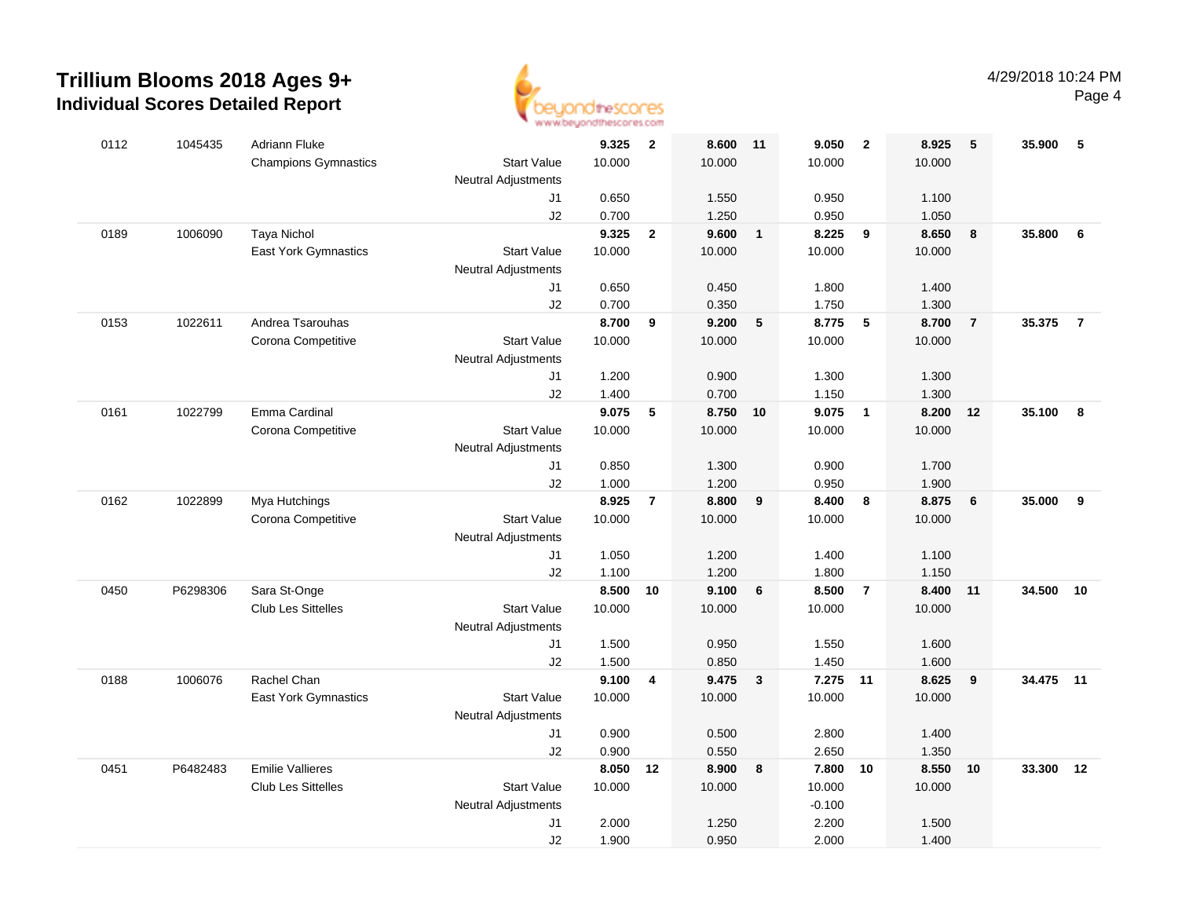# Trillium Blooms 2018 Ages 9+
## Individual Scores Detailed Report

4/29/2018 10:24 PM

| | | | | | | | | | | | | | |
|---|---|---|---|---|---|---|---|---|---|---|---|---|---|
| 0112 | 1045435 | Adriann Fluke | | **9.325** | **2** | **8.600** | **11** | **9.050** | **2** | **8.925** | **5** | **35.900** | **5** |
| | | Champions Gymnastics | Start Value | 10.000 | | 10.000 | | 10.000 | | 10.000 | | | |
| | | | Neutral Adjustments | | | | | | | | | | |
| | | | J1 | 0.650 | | 1.550 | | 0.950 | | 1.100 | | | |
| | | | J2 | 0.700 | | 1.250 | | 0.950 | | 1.050 | | | |
| 0189 | 1006090 | Taya Nichol | | **9.325** | **2** | **9.600** | **1** | **8.225** | **9** | **8.650** | **8** | **35.800** | **6** |
| | | East York Gymnastics | Start Value | 10.000 | | 10.000 | | 10.000 | | 10.000 | | | |
| | | | Neutral Adjustments | | | | | | | | | | |
| | | | J1 | 0.650 | | 0.450 | | 1.800 | | 1.400 | | | |
| | | | J2 | 0.700 | | 0.350 | | 1.750 | | 1.300 | | | |
| 0153 | 1022611 | Andrea Tsarouhas | | **8.700** | **9** | **9.200** | **5** | **8.775** | **5** | **8.700** | **7** | **35.375** | **7** |
| | | Corona Competitive | Start Value | 10.000 | | 10.000 | | 10.000 | | 10.000 | | | |
| | | | Neutral Adjustments | | | | | | | | | | |
| | | | J1 | 1.200 | | 0.900 | | 1.300 | | 1.300 | | | |
| | | | J2 | 1.400 | | 0.700 | | 1.150 | | 1.300 | | | |
| 0161 | 1022799 | Emma Cardinal | | **9.075** | **5** | **8.750** | **10** | **9.075** | **1** | **8.200** | **12** | **35.100** | **8** |
| | | Corona Competitive | Start Value | 10.000 | | 10.000 | | 10.000 | | 10.000 | | | |
| | | | Neutral Adjustments | | | | | | | | | | |
| | | | J1 | 0.850 | | 1.300 | | 0.900 | | 1.700 | | | |
| | | | J2 | 1.000 | | 1.200 | | 0.950 | | 1.900 | | | |
| 0162 | 1022899 | Mya Hutchings | | **8.925** | **7** | **8.800** | **9** | **8.400** | **8** | **8.875** | **6** | **35.000** | **9** |
| | | Corona Competitive | Start Value | 10.000 | | 10.000 | | 10.000 | | 10.000 | | | |
| | | | Neutral Adjustments | | | | | | | | | | |
| | | | J1 | 1.050 | | 1.200 | | 1.400 | | 1.100 | | | |
| | | | J2 | 1.100 | | 1.200 | | 1.800 | | 1.150 | | | |
| 0450 | P6298306 | Sara St-Onge | | **8.500** | **10** | **9.100** | **6** | **8.500** | **7** | **8.400** | **11** | **34.500** | **10** |
| | | Club Les Sittelles | Start Value | 10.000 | | 10.000 | | 10.000 | | 10.000 | | | |
| | | | Neutral Adjustments | | | | | | | | | | |
| | | | J1 | 1.500 | | 0.950 | | 1.550 | | 1.600 | | | |
| | | | J2 | 1.500 | | 0.850 | | 1.450 | | 1.600 | | | |
| 0188 | 1006076 | Rachel Chan | | **9.100** | **4** | **9.475** | **3** | **7.275** | **11** | **8.625** | **9** | **34.475** | **11** |
| | | East York Gymnastics | Start Value | 10.000 | | 10.000 | | 10.000 | | 10.000 | | | |
| | | | Neutral Adjustments | | | | | | | | | | |
| | | | J1 | 0.900 | | 0.500 | | 2.800 | | 1.400 | | | |
| | | | J2 | 0.900 | | 0.550 | | 2.650 | | 1.350 | | | |
| 0451 | P6482483 | Emilie Vallieres | | **8.050** | **12** | **8.900** | **8** | **7.800** | **10** | **8.550** | **10** | **33.300** | **12** |
| | | Club Les Sittelles | Start Value | 10.000 | | 10.000 | | 10.000 | | 10.000 | | | |
| | | | Neutral Adjustments | | | | | -0.100 | | | | | |
| | | | J1 | 2.000 | | 1.250 | | 2.200 | | 1.500 | | | |
| | | | J2 | 1.900 | | 0.950 | | 2.000 | | 1.400 | | | |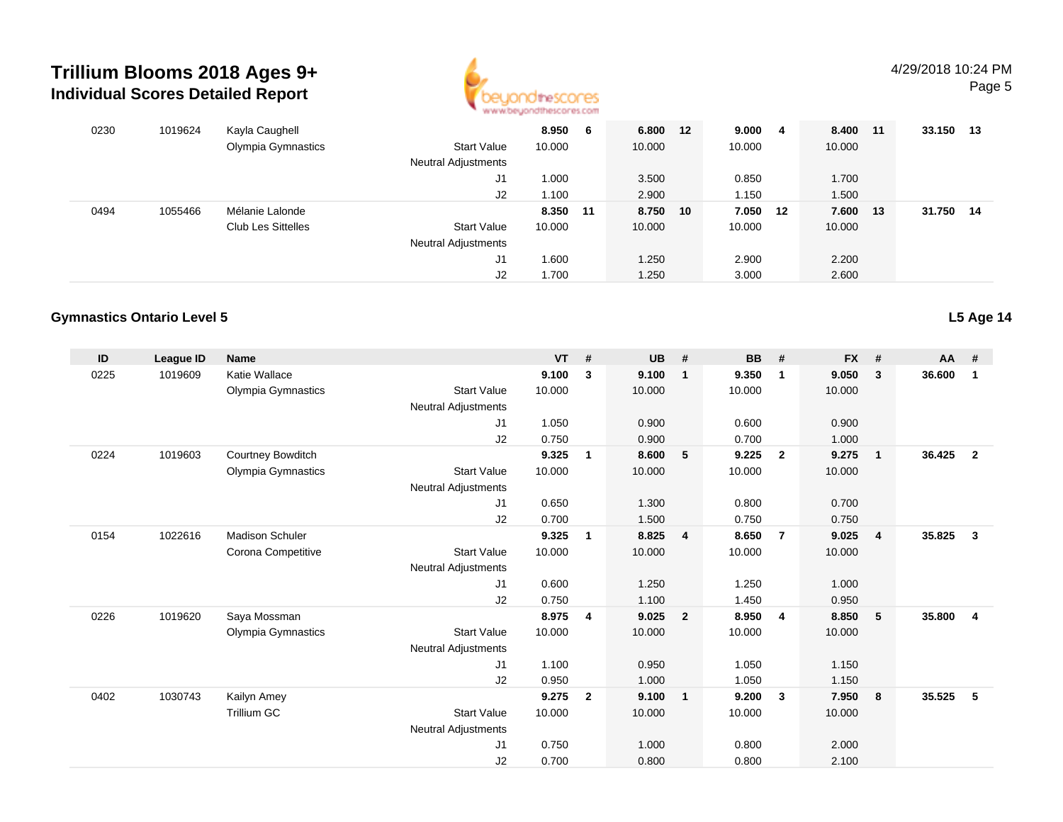# Trillium Blooms 2018 Ages 9+
## Individual Scores Detailed Report

4/29/2018 10:24 PM

| ID | League ID | Name | | VT | # | UB | # | BB | # | FX | # | AA | # |
|---|---|---|---|---|---|---|---|---|---|---|---|---|---|
| 0230 | 1019624 | Kayla Caughell | | **8.950** | **6** | **6.800** | **12** | **9.000** | **4** | **8.400** | **11** | **33.150** | **13** |
| | | Olympia Gymnastics | Start Value | 10.000 | | 10.000 | | 10.000 | | 10.000 | | | |
| | | | Neutral Adjustments | | | | | | | | | | |
| | | | J1 | 1.000 | | 3.500 | | 0.850 | | 1.700 | | | |
| | | | J2 | 1.100 | | 2.900 | | 1.150 | | 1.500 | | | |
| 0494 | 1055466 | Mélanie Lalonde | | **8.350** | **11** | **8.750** | **10** | **7.050** | **12** | **7.600** | **13** | **31.750** | **14** |
| | | Club Les Sittelles | Start Value | 10.000 | | 10.000 | | 10.000 | | 10.000 | | | |
| | | | Neutral Adjustments | | | | | | | | | | |
| | | | J1 | 1.600 | | 1.250 | | 2.900 | | 2.200 | | | |
| | | | J2 | 1.700 | | 1.250 | | 3.000 | | 2.600 | | | |

### Gymnastics Ontario Level 5

**L5 Age 14**

| ID | League ID | Name | | VT | # | UB | # | BB | # | FX | # | AA | # |
|---|---|---|---|---|---|---|---|---|---|---|---|---|---|
| 0225 | 1019609 | Katie Wallace | | **9.100** | **3** | **9.100** | **1** | **9.350** | **1** | **9.050** | **3** | **36.600** | **1** |
| | | Olympia Gymnastics | Start Value | 10.000 | | 10.000 | | 10.000 | | 10.000 | | | |
| | | | Neutral Adjustments | | | | | | | | | | |
| | | | J1 | 1.050 | | 0.900 | | 0.600 | | 0.900 | | | |
| | | | J2 | 0.750 | | 0.900 | | 0.700 | | 1.000 | | | |
| 0224 | 1019603 | Courtney Bowditch | | **9.325** | **1** | **8.600** | **5** | **9.225** | **2** | **9.275** | **1** | **36.425** | **2** |
| | | Olympia Gymnastics | Start Value | 10.000 | | 10.000 | | 10.000 | | 10.000 | | | |
| | | | Neutral Adjustments | | | | | | | | | | |
| | | | J1 | 0.650 | | 1.300 | | 0.800 | | 0.700 | | | |
| | | | J2 | 0.700 | | 1.500 | | 0.750 | | 0.750 | | | |
| 0154 | 1022616 | Madison Schuler | | **9.325** | **1** | **8.825** | **4** | **8.650** | **7** | **9.025** | **4** | **35.825** | **3** |
| | | Corona Competitive | Start Value | 10.000 | | 10.000 | | 10.000 | | 10.000 | | | |
| | | | Neutral Adjustments | | | | | | | | | | |
| | | | J1 | 0.600 | | 1.250 | | 1.250 | | 1.000 | | | |
| | | | J2 | 0.750 | | 1.100 | | 1.450 | | 0.950 | | | |
| 0226 | 1019620 | Saya Mossman | | **8.975** | **4** | **9.025** | **2** | **8.950** | **4** | **8.850** | **5** | **35.800** | **4** |
| | | Olympia Gymnastics | Start Value | 10.000 | | 10.000 | | 10.000 | | 10.000 | | | |
| | | | Neutral Adjustments | | | | | | | | | | |
| | | | J1 | 1.100 | | 0.950 | | 1.050 | | 1.150 | | | |
| | | | J2 | 0.950 | | 1.000 | | 1.050 | | 1.150 | | | |
| 0402 | 1030743 | Kailyn Amey | | **9.275** | **2** | **9.100** | **1** | **9.200** | **3** | **7.950** | **8** | **35.525** | **5** |
| | | Trillium GC | Start Value | 10.000 | | 10.000 | | 10.000 | | 10.000 | | | |
| | | | Neutral Adjustments | | | | | | | | | | |
| | | | J1 | 0.750 | | 1.000 | | 0.800 | | 2.000 | | | |
| | | | J2 | 0.700 | | 0.800 | | 0.800 | | 2.100 | | | |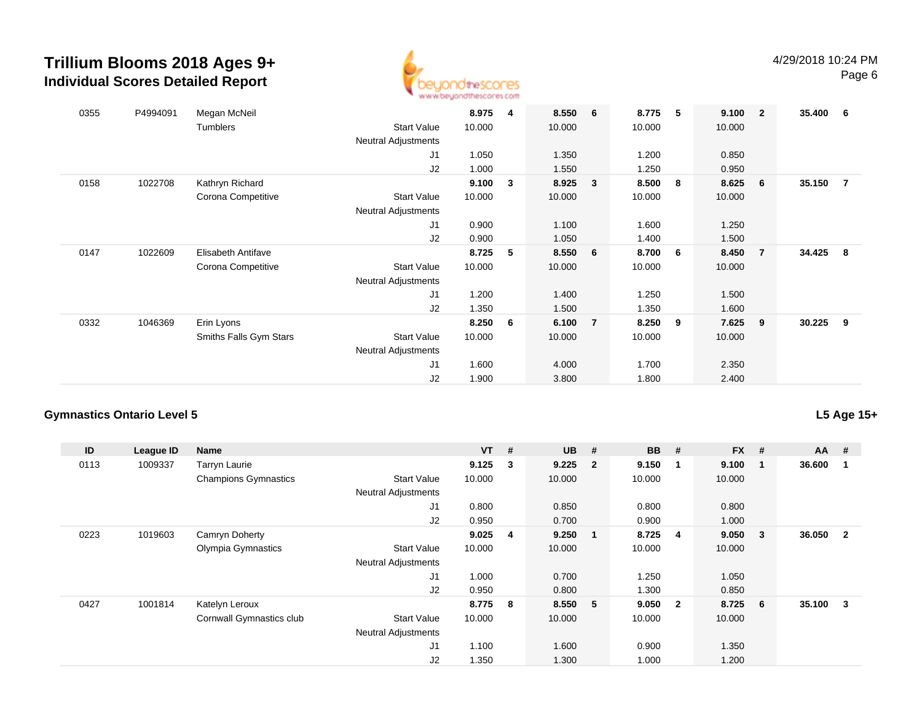# Trillium Blooms 2018 Ages 9+

## Individual Scores Detailed Report

4/29/2018 10:24 PM

| ID | League ID | Name | | VT | # | UB | # | BB | # | FX | # | AA | # |
|---|---|---|---|---|---|---|---|---|---|---|---|---|---|
| 0355 | P4994091 | Megan McNeil | | **8.975** | **4** | **8.550** | **6** | **8.775** | **5** | **9.100** | **2** | **35.400** | **6** |
| | | Tumblers | Start Value | 10.000 | | 10.000 | | 10.000 | | 10.000 | | | |
| | | | Neutral Adjustments | | | | | | | | | | |
| | | | J1 | 1.050 | | 1.350 | | 1.200 | | 0.850 | | | |
| | | | J2 | 1.000 | | 1.550 | | 1.250 | | 0.950 | | | |
| 0158 | 1022708 | Kathryn Richard | | **9.100** | **3** | **8.925** | **3** | **8.500** | **8** | **8.625** | **6** | **35.150** | **7** |
| | | Corona Competitive | Start Value | 10.000 | | 10.000 | | 10.000 | | 10.000 | | | |
| | | | Neutral Adjustments | | | | | | | | | | |
| | | | J1 | 0.900 | | 1.100 | | 1.600 | | 1.250 | | | |
| | | | J2 | 0.900 | | 1.050 | | 1.400 | | 1.500 | | | |
| 0147 | 1022609 | Elisabeth Antifave | | **8.725** | **5** | **8.550** | **6** | **8.700** | **6** | **8.450** | **7** | **34.425** | **8** |
| | | Corona Competitive | Start Value | 10.000 | | 10.000 | | 10.000 | | 10.000 | | | |
| | | | Neutral Adjustments | | | | | | | | | | |
| | | | J1 | 1.200 | | 1.400 | | 1.250 | | 1.500 | | | |
| | | | J2 | 1.350 | | 1.500 | | 1.350 | | 1.600 | | | |
| 0332 | 1046369 | Erin Lyons | | **8.250** | **6** | **6.100** | **7** | **8.250** | **9** | **7.625** | **9** | **30.225** | **9** |
| | | Smiths Falls Gym Stars | Start Value | 10.000 | | 10.000 | | 10.000 | | 10.000 | | | |
| | | | Neutral Adjustments | | | | | | | | | | |
| | | | J1 | 1.600 | | 4.000 | | 1.700 | | 2.350 | | | |
| | | | J2 | 1.900 | | 3.800 | | 1.800 | | 2.400 | | | |

### Gymnastics Ontario Level 5

**L5 Age 15+**

| ID | League ID | Name | | VT | # | UB | # | BB | # | FX | # | AA | # |
|---|---|---|---|---|---|---|---|---|---|---|---|---|---|
| 0113 | 1009337 | Tarryn Laurie | | **9.125** | **3** | **9.225** | **2** | **9.150** | **1** | **9.100** | **1** | **36.600** | **1** |
| | | Champions Gymnastics | Start Value | 10.000 | | 10.000 | | 10.000 | | 10.000 | | | |
| | | | Neutral Adjustments | | | | | | | | | | |
| | | | J1 | 0.800 | | 0.850 | | 0.800 | | 0.800 | | | |
| | | | J2 | 0.950 | | 0.700 | | 0.900 | | 1.000 | | | |
| 0223 | 1019603 | Camryn Doherty | | **9.025** | **4** | **9.250** | **1** | **8.725** | **4** | **9.050** | **3** | **36.050** | **2** |
| | | Olympia Gymnastics | Start Value | 10.000 | | 10.000 | | 10.000 | | 10.000 | | | |
| | | | Neutral Adjustments | | | | | | | | | | |
| | | | J1 | 1.000 | | 0.700 | | 1.250 | | 1.050 | | | |
| | | | J2 | 0.950 | | 0.800 | | 1.300 | | 0.850 | | | |
| 0427 | 1001814 | Katelyn Leroux | | **8.775** | **8** | **8.550** | **5** | **9.050** | **2** | **8.725** | **6** | **35.100** | **3** |
| | | Cornwall Gymnastics club | Start Value | 10.000 | | 10.000 | | 10.000 | | 10.000 | | | |
| | | | Neutral Adjustments | | | | | | | | | | |
| | | | J1 | 1.100 | | 1.600 | | 0.900 | | 1.350 | | | |
| | | | J2 | 1.350 | | 1.300 | | 1.000 | | 1.200 | | | |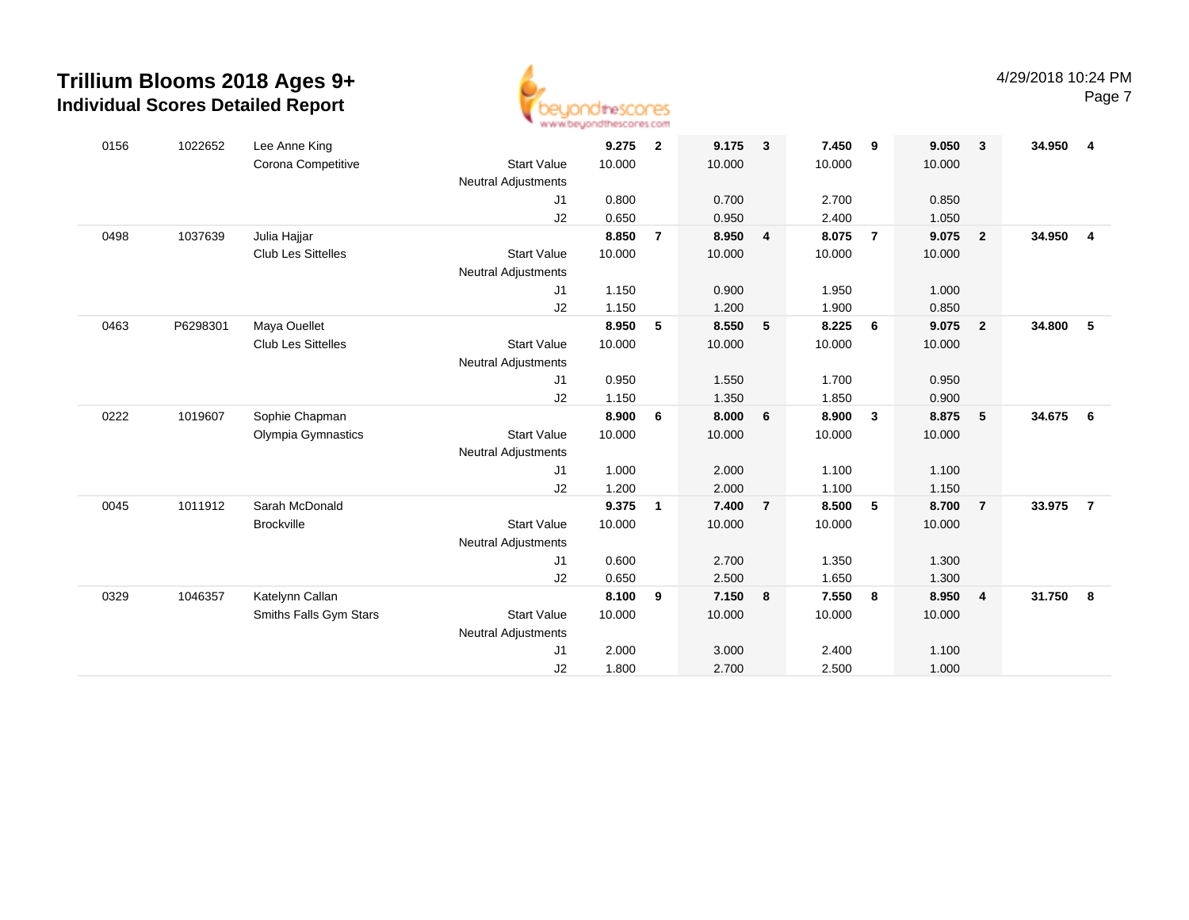# Trillium Blooms 2018 Ages 9+
## Individual Scores Detailed Report

4/29/2018 10:24 PM

| | | | | | | | | | | | | | | |
|---|---|---|---|---|---|---|---|---|---|---|---|---|---|---|
| 0156 | 1022652 | Lee Anne King | | **9.275** | **2** | **9.175** | **3** | **7.450** | **9** | **9.050** | **3** | **34.950** | **4** |
| | | Corona Competitive | Start Value | 10.000 | | 10.000 | | 10.000 | | 10.000 | | | |
| | | | Neutral Adjustments | | | | | | | | | | |
| | | | J1 | 0.800 | | 0.700 | | 2.700 | | 0.850 | | | |
| | | | J2 | 0.650 | | 0.950 | | 2.400 | | 1.050 | | | |
| 0498 | 1037639 | Julia Hajjar | | **8.850** | **7** | **8.950** | **4** | **8.075** | **7** | **9.075** | **2** | **34.950** | **4** |
| | | Club Les Sittelles | Start Value | 10.000 | | 10.000 | | 10.000 | | 10.000 | | | |
| | | | Neutral Adjustments | | | | | | | | | | |
| | | | J1 | 1.150 | | 0.900 | | 1.950 | | 1.000 | | | |
| | | | J2 | 1.150 | | 1.200 | | 1.900 | | 0.850 | | | |
| 0463 | P6298301 | Maya Ouellet | | **8.950** | **5** | **8.550** | **5** | **8.225** | **6** | **9.075** | **2** | **34.800** | **5** |
| | | Club Les Sittelles | Start Value | 10.000 | | 10.000 | | 10.000 | | 10.000 | | | |
| | | | Neutral Adjustments | | | | | | | | | | |
| | | | J1 | 0.950 | | 1.550 | | 1.700 | | 0.950 | | | |
| | | | J2 | 1.150 | | 1.350 | | 1.850 | | 0.900 | | | |
| 0222 | 1019607 | Sophie Chapman | | **8.900** | **6** | **8.000** | **6** | **8.900** | **3** | **8.875** | **5** | **34.675** | **6** |
| | | Olympia Gymnastics | Start Value | 10.000 | | 10.000 | | 10.000 | | 10.000 | | | |
| | | | Neutral Adjustments | | | | | | | | | | |
| | | | J1 | 1.000 | | 2.000 | | 1.100 | | 1.100 | | | |
| | | | J2 | 1.200 | | 2.000 | | 1.100 | | 1.150 | | | |
| 0045 | 1011912 | Sarah McDonald | | **9.375** | **1** | **7.400** | **7** | **8.500** | **5** | **8.700** | **7** | **33.975** | **7** |
| | | Brockville | Start Value | 10.000 | | 10.000 | | 10.000 | | 10.000 | | | |
| | | | Neutral Adjustments | | | | | | | | | | |
| | | | J1 | 0.600 | | 2.700 | | 1.350 | | 1.300 | | | |
| | | | J2 | 0.650 | | 2.500 | | 1.650 | | 1.300 | | | |
| 0329 | 1046357 | Katelynn Callan | | **8.100** | **9** | **7.150** | **8** | **7.550** | **8** | **8.950** | **4** | **31.750** | **8** |
| | | Smiths Falls Gym Stars | Start Value | 10.000 | | 10.000 | | 10.000 | | 10.000 | | | |
| | | | Neutral Adjustments | | | | | | | | | | |
| | | | J1 | 2.000 | | 3.000 | | 2.400 | | 1.100 | | | |
| | | | J2 | 1.800 | | 2.700 | | 2.500 | | 1.000 | | | |